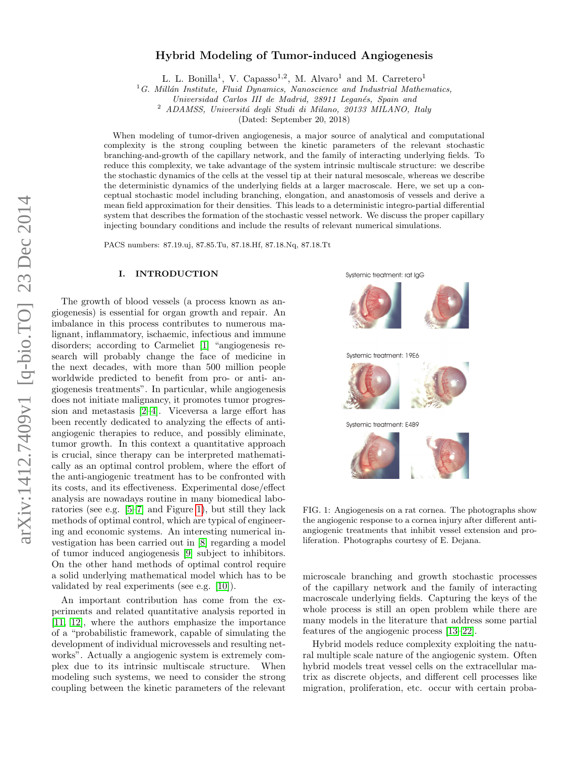# Hybrid Modeling of Tumor-induced Angiogenesis

L. L. Bonilla[1], V. Capasso[1,2], M. Alvaro[1] and M. Carretero[1]

[1] *G. Millán Institute, Fluid Dynamics, Nanoscience and Industrial Mathematics, Universidad Carlos III de Madrid, 28911 Leganés, Spain and*

[2] *ADAMSS, Universitá degli Studi di Milano, 20133 MILANO, Italy*

(Dated: September 20, 2018)

When modeling of tumor-driven angiogenesis, a major source of analytical and computational complexity is the strong coupling between the kinetic parameters of the relevant stochastic branching-and-growth of the capillary network, and the family of interacting underlying fields. To reduce this complexity, we take advantage of the system intrinsic multiscale structure: we describe the stochastic dynamics of the cells at the vessel tip at their natural mesoscale, whereas we describe the deterministic dynamics of the underlying fields at a larger macroscale. Here, we set up a conceptual stochastic model including branching, elongation, and anastomosis of vessels and derive a mean field approximation for their densities. This leads to a deterministic integro-partial differential system that describes the formation of the stochastic vessel network. We discuss the proper capillary injecting boundary conditions and include the results of relevant numerical simulations.

PACS numbers: 87.19.uj, 87.85.Tu, 87.18.Hf, 87.18.Nq, 87.18.Tt

## I. INTRODUCTION

The growth of blood vessels (a process known as angiogenesis) is essential for organ growth and repair. An imbalance in this process contributes to numerous malignant, inflammatory, ischaemic, infectious and immune disorders; according to Carmeliet [1] "angiogenesis research will probably change the face of medicine in the next decades, with more than 500 million people worldwide predicted to benefit from pro- or anti- angiogenesis treatments". In particular, while angiogenesis does not initiate malignancy, it promotes tumor progression and metastasis [2–4]. Viceversa a large effort has been recently dedicated to analyzing the effects of anti-angiogenic therapies to reduce, and possibly eliminate, tumor growth. In this context a quantitative approach is crucial, since therapy can be interpreted mathematically as an optimal control problem, where the effort of the anti-angiogenic treatment has to be confronted with its costs, and its effectiveness. Experimental dose/effect analysis are nowadays routine in many biomedical laboratories (see e.g. [5–7] and Figure 1), but still they lack methods of optimal control, which are typical of engineering and economic systems. An interesting numerical investigation has been carried out in [8] regarding a model of tumor induced angiogenesis [9] subject to inhibitors. On the other hand methods of optimal control require a solid underlying mathematical model which has to be validated by real experiments (see e.g. [10]).

An important contribution has come from the experiments and related quantitative analysis reported in [11, 12], where the authors emphasize the importance of a "probabilistic framework, capable of simulating the development of individual microvessels and resulting networks". Actually a angiogenic system is extremely complex due to its intrinsic multiscale structure. When modeling such systems, we need to consider the strong coupling between the kinetic parameters of the relevant microscale branching and growth stochastic processes of the capillary network and the family of interacting macroscale underlying fields. Capturing the keys of the whole process is still an open problem while there are many models in the literature that address some partial features of the angiogenic process [13–22].

Systemic treatment: rat IgG

Systemic treatment: 19E6

Systemic treatment: E4B9

FIG. 1: Angiogenesis on a rat cornea. The photographs show the angiogenic response to a cornea injury after different anti-angiogenic treatments that inhibit vessel extension and proliferation. Photographs courtesy of E. Dejana.

Hybrid models reduce complexity exploiting the natural multiple scale nature of the angiogenic system. Often hybrid models treat vessel cells on the extracellular matrix as discrete objects, and different cell processes like migration, proliferation, etc. occur with certain proba-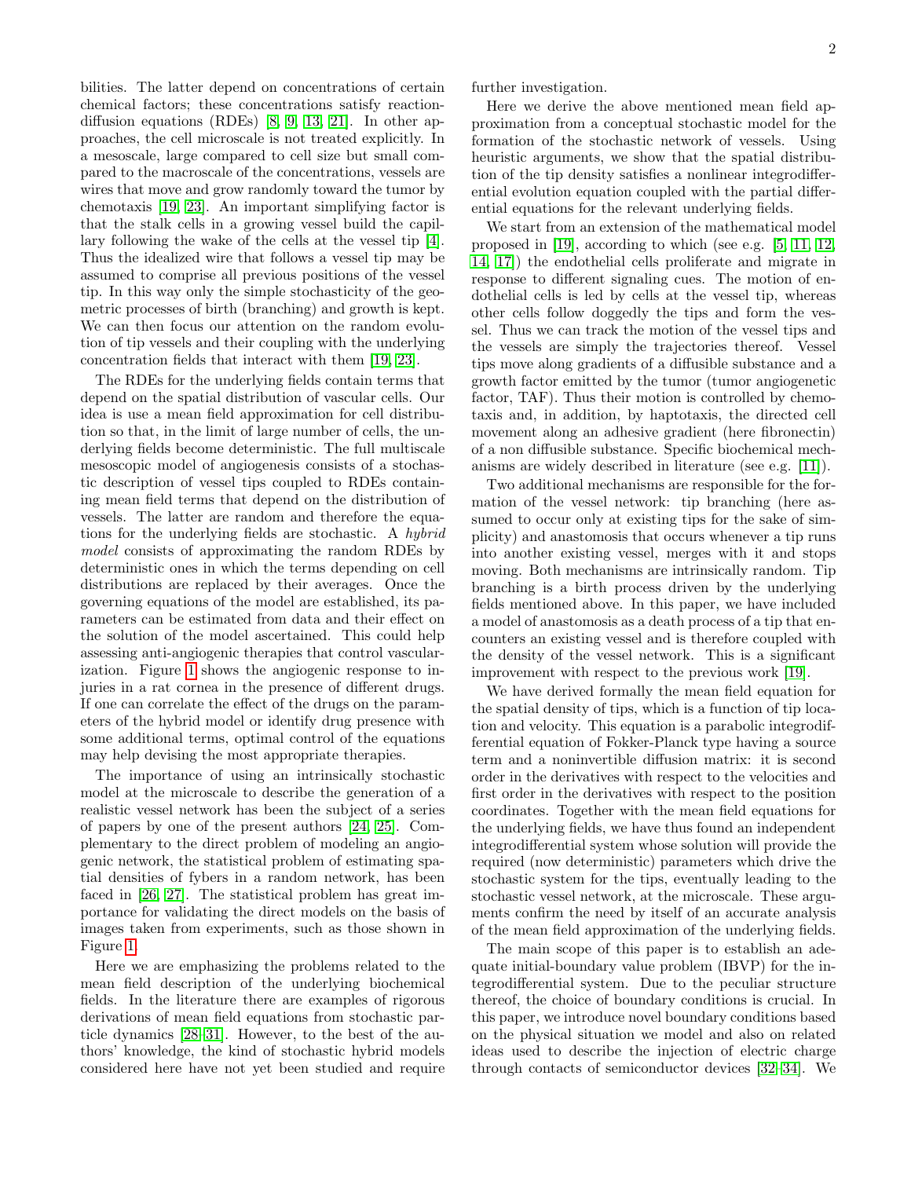bilities. The latter depend on concentrations of certain chemical factors; these concentrations satisfy reaction-diffusion equations (RDEs) [8, 9, 13, 21]. In other approaches, the cell microscale is not treated explicitly. In a mesoscale, large compared to cell size but small compared to the macroscale of the concentrations, vessels are wires that move and grow randomly toward the tumor by chemotaxis [19, 23]. An important simplifying factor is that the stalk cells in a growing vessel build the capillary following the wake of the cells at the vessel tip [4]. Thus the idealized wire that follows a vessel tip may be assumed to comprise all previous positions of the vessel tip. In this way only the simple stochasticity of the geometric processes of birth (branching) and growth is kept. We can then focus our attention on the random evolution of tip vessels and their coupling with the underlying concentration fields that interact with them [19, 23].

The RDEs for the underlying fields contain terms that depend on the spatial distribution of vascular cells. Our idea is use a mean field approximation for cell distribution so that, in the limit of large number of cells, the underlying fields become deterministic. The full multiscale mesoscopic model of angiogenesis consists of a stochastic description of vessel tips coupled to RDEs containing mean field terms that depend on the distribution of vessels. The latter are random and therefore the equations for the underlying fields are stochastic. A *hybrid model* consists of approximating the random RDEs by deterministic ones in which the terms depending on cell distributions are replaced by their averages. Once the governing equations of the model are established, its parameters can be estimated from data and their effect on the solution of the model ascertained. This could help assessing anti-angiogenic therapies that control vascularization. Figure 1 shows the angiogenic response to injuries in a rat cornea in the presence of different drugs. If one can correlate the effect of the drugs on the parameters of the hybrid model or identify drug presence with some additional terms, optimal control of the equations may help devising the most appropriate therapies.

The importance of using an intrinsically stochastic model at the microscale to describe the generation of a realistic vessel network has been the subject of a series of papers by one of the present authors [24, 25]. Complementary to the direct problem of modeling an angiogenic network, the statistical problem of estimating spatial densities of fybers in a random network, has been faced in [26, 27]. The statistical problem has great importance for validating the direct models on the basis of images taken from experiments, such as those shown in Figure 1.

Here we are emphasizing the problems related to the mean field description of the underlying biochemical fields. In the literature there are examples of rigorous derivations of mean field equations from stochastic particle dynamics [28–31]. However, to the best of the authors' knowledge, the kind of stochastic hybrid models considered here have not yet been studied and require further investigation.

Here we derive the above mentioned mean field approximation from a conceptual stochastic model for the formation of the stochastic network of vessels. Using heuristic arguments, we show that the spatial distribution of the tip density satisfies a nonlinear integrodifferential evolution equation coupled with the partial differential equations for the relevant underlying fields.

We start from an extension of the mathematical model proposed in [19], according to which (see e.g. [5, 11, 12, 14, 17]) the endothelial cells proliferate and migrate in response to different signaling cues. The motion of endothelial cells is led by cells at the vessel tip, whereas other cells follow doggedly the tips and form the vessel. Thus we can track the motion of the vessel tips and the vessels are simply the trajectories thereof. Vessel tips move along gradients of a diffusible substance and a growth factor emitted by the tumor (tumor angiogenetic factor, TAF). Thus their motion is controlled by chemotaxis and, in addition, by haptotaxis, the directed cell movement along an adhesive gradient (here fibronectin) of a non diffusible substance. Specific biochemical mechanisms are widely described in literature (see e.g. [11]).

Two additional mechanisms are responsible for the formation of the vessel network: tip branching (here assumed to occur only at existing tips for the sake of simplicity) and anastomosis that occurs whenever a tip runs into another existing vessel, merges with it and stops moving. Both mechanisms are intrinsically random. Tip branching is a birth process driven by the underlying fields mentioned above. In this paper, we have included a model of anastomosis as a death process of a tip that encounters an existing vessel and is therefore coupled with the density of the vessel network. This is a significant improvement with respect to the previous work [19].

We have derived formally the mean field equation for the spatial density of tips, which is a function of tip location and velocity. This equation is a parabolic integrodifferential equation of Fokker-Planck type having a source term and a noninvertible diffusion matrix: it is second order in the derivatives with respect to the velocities and first order in the derivatives with respect to the position coordinates. Together with the mean field equations for the underlying fields, we have thus found an independent integrodifferential system whose solution will provide the required (now deterministic) parameters which drive the stochastic system for the tips, eventually leading to the stochastic vessel network, at the microscale. These arguments confirm the need by itself of an accurate analysis of the mean field approximation of the underlying fields.

The main scope of this paper is to establish an adequate initial-boundary value problem (IBVP) for the integrodifferential system. Due to the peculiar structure thereof, the choice of boundary conditions is crucial. In this paper, we introduce novel boundary conditions based on the physical situation we model and also on related ideas used to describe the injection of electric charge through contacts of semiconductor devices [32–34]. We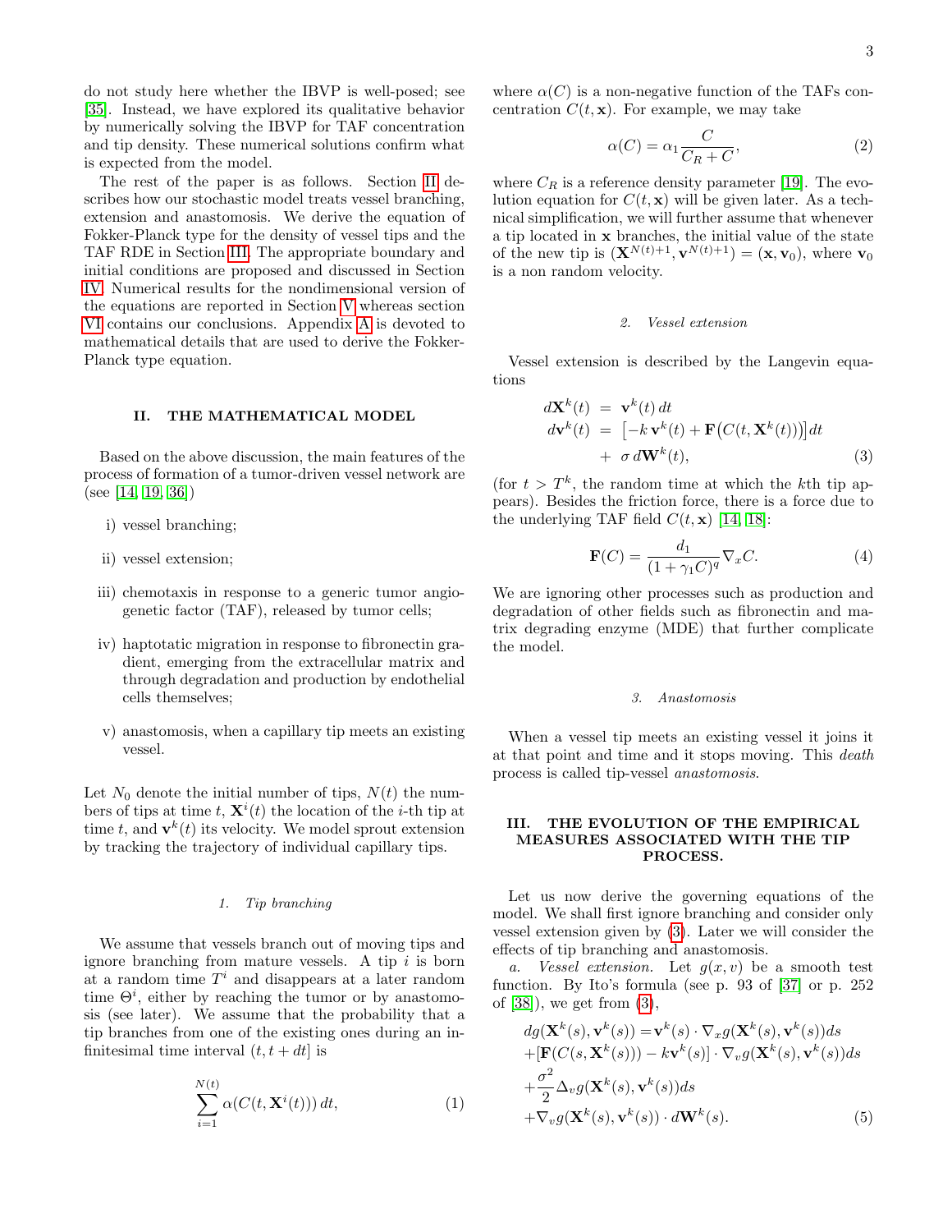do not study here whether the IBVP is well-posed; see [35]. Instead, we have explored its qualitative behavior by numerically solving the IBVP for TAF concentration and tip density. These numerical solutions confirm what is expected from the model.

The rest of the paper is as follows. Section II describes how our stochastic model treats vessel branching, extension and anastomosis. We derive the equation of Fokker-Planck type for the density of vessel tips and the TAF RDE in Section III. The appropriate boundary and initial conditions are proposed and discussed in Section IV. Numerical results for the nondimensional version of the equations are reported in Section V whereas section VI contains our conclusions. Appendix A is devoted to mathematical details that are used to derive the Fokker-Planck type equation.

## II. THE MATHEMATICAL MODEL

Based on the above discussion, the main features of the process of formation of a tumor-driven vessel network are (see [14, 19, 36])

i) vessel branching;

ii) vessel extension;

iii) chemotaxis in response to a generic tumor angiogenetic factor (TAF), released by tumor cells;

iv) haptotatic migration in response to fibronectin gradient, emerging from the extracellular matrix and through degradation and production by endothelial cells themselves;

v) anastomosis, when a capillary tip meets an existing vessel.

Let $N_0$ denote the initial number of tips, $N(t)$ the numbers of tips at time $t$, $\mathbf{X}^i(t)$ the location of the $i$-th tip at time $t$, and $\mathbf{v}^k(t)$ its velocity. We model sprout extension by tracking the trajectory of individual capillary tips.

### 1. Tip branching

We assume that vessels branch out of moving tips and ignore branching from mature vessels. A tip $i$ is born at a random time $T^i$ and disappears at a later random time $\Theta^i$, either by reaching the tumor or by anastomosis (see later). We assume that the probability that a tip branches from one of the existing ones during an infinitesimal time interval $(t, t+dt]$ is

$$\sum_{i=1}^{N(t)} \alpha(C(t, \mathbf{X}^i(t)))\, dt, \tag{1}$$

where $\alpha(C)$ is a non-negative function of the TAFs concentration $C(t, \mathbf{x})$. For example, we may take

$$\alpha(C) = \alpha_1 \frac{C}{C_R + C}, \tag{2}$$

where $C_R$ is a reference density parameter [19]. The evolution equation for $C(t, \mathbf{x})$ will be given later. As a technical simplification, we will further assume that whenever a tip located in $\mathbf{x}$ branches, the initial value of the state of the new tip is $(\mathbf{X}^{N(t)+1}, \mathbf{v}^{N(t)+1}) = (\mathbf{x}, \mathbf{v}_0)$, where $\mathbf{v}_0$ is a non random velocity.

### 2. Vessel extension

Vessel extension is described by the Langevin equations

$$\begin{aligned} d\mathbf{X}^k(t) &= \mathbf{v}^k(t)\, dt \\ d\mathbf{v}^k(t) &= \left[-k\, \mathbf{v}^k(t) + \mathbf{F}\big(C(t, \mathbf{X}^k(t))\big)\right] dt \\ &+ \sigma\, d\mathbf{W}^k(t), \end{aligned} \tag{3}$$

(for $t > T^k$, the random time at which the $k$th tip appears). Besides the friction force, there is a force due to the underlying TAF field $C(t, \mathbf{x})$ [14, 18]:

$$\mathbf{F}(C) = \frac{d_1}{(1+\gamma_1 C)^q} \nabla_x C. \tag{4}$$

We are ignoring other processes such as production and degradation of other fields such as fibronectin and matrix degrading enzyme (MDE) that further complicate the model.

### 3. Anastomosis

When a vessel tip meets an existing vessel it joins it at that point and time and it stops moving. This *death* process is called tip-vessel *anastomosis*.

## III. THE EVOLUTION OF THE EMPIRICAL MEASURES ASSOCIATED WITH THE TIP PROCESS.

Let us now derive the governing equations of the model. We shall first ignore branching and consider only vessel extension given by (3). Later we will consider the effects of tip branching and anastomosis.

*a. Vessel extension.* Let $g(x, v)$ be a smooth test function. By Ito's formula (see p. 93 of [37] or p. 252 of [38]), we get from (3),

$$\begin{aligned} dg(\mathbf{X}^k(s), \mathbf{v}^k(s)) =& \mathbf{v}^k(s) \cdot \nabla_x g(\mathbf{X}^k(s), \mathbf{v}^k(s)) ds \\ &+ [\mathbf{F}(C(s, \mathbf{X}^k(s))) - k\mathbf{v}^k(s)] \cdot \nabla_v g(\mathbf{X}^k(s), \mathbf{v}^k(s)) ds \\ &+ \frac{\sigma^2}{2} \Delta_v g(\mathbf{X}^k(s), \mathbf{v}^k(s)) ds \\ &+ \nabla_v g(\mathbf{X}^k(s), \mathbf{v}^k(s)) \cdot d\mathbf{W}^k(s). \end{aligned} \tag{5}$$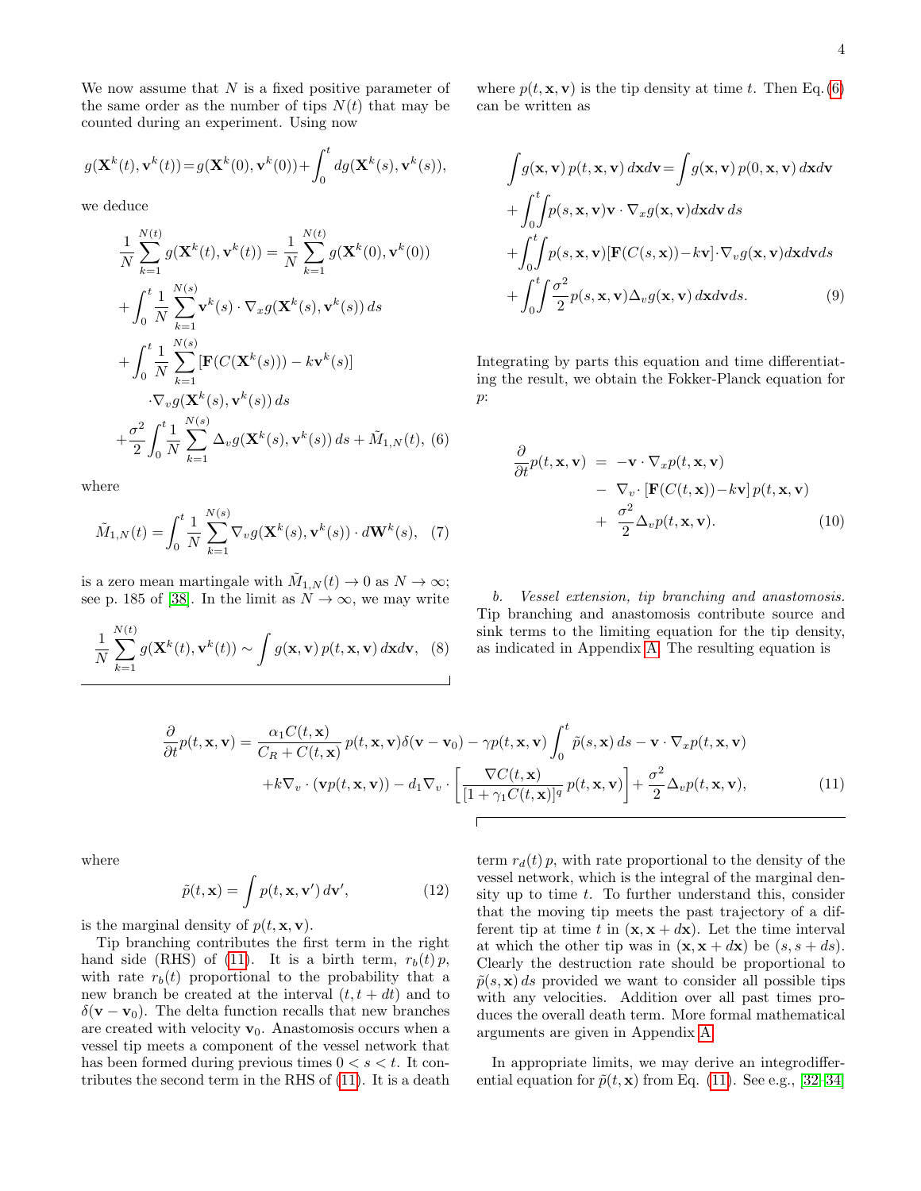We now assume that $N$ is a fixed positive parameter of the same order as the number of tips $N(t)$ that may be counted during an experiment. Using now

$$g(\mathbf{X}^k(t),\mathbf{v}^k(t)) = g(\mathbf{X}^k(0),\mathbf{v}^k(0)) + \int_0^t dg(\mathbf{X}^k(s),\mathbf{v}^k(s)),$$

we deduce

$$\begin{aligned}
\frac{1}{N}\sum_{k=1}^{N(t)} g(\mathbf{X}^k(t),\mathbf{v}^k(t)) &= \frac{1}{N}\sum_{k=1}^{N(t)} g(\mathbf{X}^k(0),\mathbf{v}^k(0)) \\
&+ \int_0^t \frac{1}{N}\sum_{k=1}^{N(s)} \mathbf{v}^k(s)\cdot\nabla_x g(\mathbf{X}^k(s),\mathbf{v}^k(s))\, ds \\
&+ \int_0^t \frac{1}{N}\sum_{k=1}^{N(s)} [\mathbf{F}(C(\mathbf{X}^k(s))) - k\mathbf{v}^k(s)] \\
&\quad \cdot\nabla_v g(\mathbf{X}^k(s),\mathbf{v}^k(s))\, ds \\
&+ \frac{\sigma^2}{2}\int_0^t \frac{1}{N}\sum_{k=1}^{N(s)} \Delta_v g(\mathbf{X}^k(s),\mathbf{v}^k(s))\, ds + \tilde{M}_{1,N}(t), \quad (6)
\end{aligned}$$

where

$$\tilde{M}_{1,N}(t) = \int_0^t \frac{1}{N}\sum_{k=1}^{N(s)} \nabla_v g(\mathbf{X}^k(s),\mathbf{v}^k(s))\cdot d\mathbf{W}^k(s), \quad (7)$$

is a zero mean martingale with $\tilde{M}_{1,N}(t)\to 0$ as $N\to\infty$; see p. 185 of [38]. In the limit as $N\to\infty$, we may write

$$\frac{1}{N}\sum_{k=1}^{N(t)} g(\mathbf{X}^k(t),\mathbf{v}^k(t)) \sim \int g(\mathbf{x},\mathbf{v})\, p(t,\mathbf{x},\mathbf{v})\, d\mathbf{x}d\mathbf{v}, \quad (8)$$

where $p(t,\mathbf{x},\mathbf{v})$ is the tip density at time $t$. Then Eq. (6) can be written as

$$\begin{aligned}
\int g(\mathbf{x},\mathbf{v})\, p(t,\mathbf{x},\mathbf{v})\, d\mathbf{x}d\mathbf{v} &= \int g(\mathbf{x},\mathbf{v})\, p(0,\mathbf{x},\mathbf{v})\, d\mathbf{x}d\mathbf{v} \\
&+ \int_0^t\!\!\int p(s,\mathbf{x},\mathbf{v})\mathbf{v}\cdot\nabla_x g(\mathbf{x},\mathbf{v}) d\mathbf{x}d\mathbf{v}\, ds \\
&+ \int_0^t\!\!\int p(s,\mathbf{x},\mathbf{v})[\mathbf{F}(C(s,\mathbf{x})) - k\mathbf{v}]\cdot\nabla_v g(\mathbf{x},\mathbf{v}) d\mathbf{x}d\mathbf{v}ds \\
&+ \int_0^t\!\!\int \frac{\sigma^2}{2} p(s,\mathbf{x},\mathbf{v})\Delta_v g(\mathbf{x},\mathbf{v})\, d\mathbf{x}d\mathbf{v}ds. \quad (9)
\end{aligned}$$

Integrating by parts this equation and time differentiating the result, we obtain the Fokker-Planck equation for $p$:

$$\begin{aligned}
\frac{\partial}{\partial t}p(t,\mathbf{x},\mathbf{v}) &= -\mathbf{v}\cdot\nabla_x p(t,\mathbf{x},\mathbf{v}) \\
&- \nabla_v\cdot[\mathbf{F}(C(t,\mathbf{x})) - k\mathbf{v}]\, p(t,\mathbf{x},\mathbf{v}) \\
&+ \frac{\sigma^2}{2}\Delta_v p(t,\mathbf{x},\mathbf{v}). \quad (10)
\end{aligned}$$

*b. Vessel extension, tip branching and anastomosis.* Tip branching and anastomosis contribute source and sink terms to the limiting equation for the tip density, as indicated in Appendix A. The resulting equation is

$$\begin{aligned}
\frac{\partial}{\partial t}p(t,\mathbf{x},\mathbf{v}) &= \frac{\alpha_1 C(t,\mathbf{x})}{C_R + C(t,\mathbf{x})}\, p(t,\mathbf{x},\mathbf{v})\delta(\mathbf{v}-\mathbf{v}_0) - \gamma p(t,\mathbf{x},\mathbf{v})\int_0^t \tilde{p}(s,\mathbf{x})\, ds - \mathbf{v}\cdot\nabla_x p(t,\mathbf{x},\mathbf{v}) \\
&+ k\nabla_v\cdot(\mathbf{v}p(t,\mathbf{x},\mathbf{v})) - d_1\nabla_v\cdot\left[\frac{\nabla C(t,\mathbf{x})}{[1+\gamma_1 C(t,\mathbf{x})]^q}\, p(t,\mathbf{x},\mathbf{v})\right] + \frac{\sigma^2}{2}\Delta_v p(t,\mathbf{x},\mathbf{v}), \quad (11)
\end{aligned}$$

where

$$\tilde{p}(t,\mathbf{x}) = \int p(t,\mathbf{x},\mathbf{v}')\, d\mathbf{v}', \quad (12)$$

is the marginal density of $p(t,\mathbf{x},\mathbf{v})$.

Tip branching contributes the first term in the right hand side (RHS) of (11). It is a birth term, $r_b(t)\, p$, with rate $r_b(t)$ proportional to the probability that a new branch be created at the interval $(t, t+dt)$ and to $\delta(\mathbf{v}-\mathbf{v}_0)$. The delta function recalls that new branches are created with velocity $\mathbf{v}_0$. Anastomosis occurs when a vessel tip meets a component of the vessel network that has been formed during previous times $0<s<t$. It contributes the second term in the RHS of (11). It is a death term $r_d(t)\, p$, with rate proportional to the density of the vessel network, which is the integral of the marginal density up to time $t$. To further understand this, consider that the moving tip meets the past trajectory of a different tip at time $t$ in $(\mathbf{x},\mathbf{x}+d\mathbf{x})$. Let the time interval at which the other tip was in $(\mathbf{x},\mathbf{x}+d\mathbf{x})$ be $(s, s+ds)$. Clearly the destruction rate should be proportional to $\tilde{p}(s,\mathbf{x})\, ds$ provided we want to consider all possible tips with any velocities. Addition over all past times produces the overall death term. More formal mathematical arguments are given in Appendix A.

In appropriate limits, we may derive an integrodifferential equation for $\tilde{p}(t,\mathbf{x})$ from Eq. (11). See e.g., [32–34]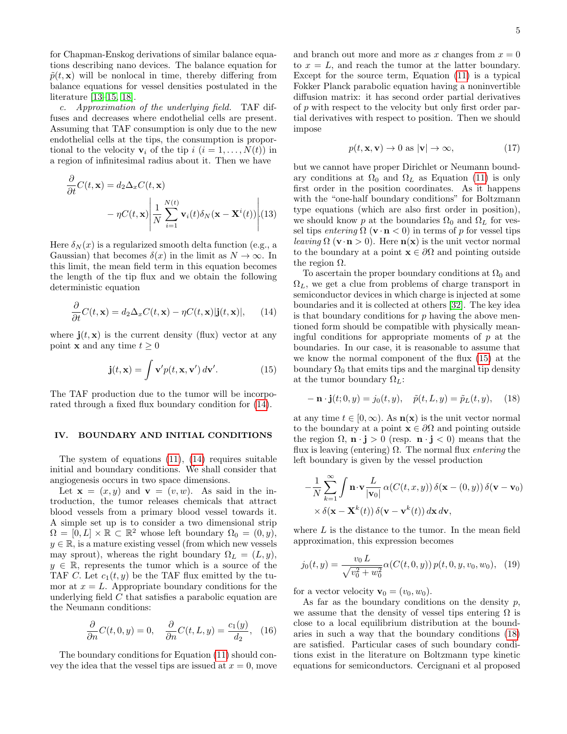for Chapman-Enskog derivations of similar balance equations describing nano devices. The balance equation for $\tilde{p}(t,\mathbf{x})$ will be nonlocal in time, thereby differing from balance equations for vessel densities postulated in the literature [13–15, 18].

*c. Approximation of the underlying field.* TAF diffuses and decreases where endothelial cells are present. Assuming that TAF consumption is only due to the new endothelial cells at the tips, the consumption is proportional to the velocity $\mathbf{v}_i$ of the tip $i$ ($i = 1, \ldots, N(t)$) in a region of infinitesimal radius about it. Then we have

$$\frac{\partial}{\partial t}C(t,\mathbf{x}) = d_2\Delta_x C(t,\mathbf{x}) - \eta C(t,\mathbf{x})\left|\frac{1}{N}\sum_{i=1}^{N(t)}\mathbf{v}_i(t)\delta_N(\mathbf{x}-\mathbf{X}^i(t))\right|. \quad (13)$$

Here $\delta_N(x)$ is a regularized smooth delta function (e.g., a Gaussian) that becomes $\delta(x)$ in the limit as $N\to\infty$. In this limit, the mean field term in this equation becomes the length of the tip flux and we obtain the following deterministic equation

$$\frac{\partial}{\partial t}C(t,\mathbf{x}) = d_2\Delta_x C(t,\mathbf{x}) - \eta C(t,\mathbf{x})|\mathbf{j}(t,\mathbf{x})|, \quad (14)$$

where $\mathbf{j}(t,\mathbf{x})$ is the current density (flux) vector at any point $\mathbf{x}$ and any time $t\geq 0$

$$\mathbf{j}(t,\mathbf{x}) = \int \mathbf{v}' p(t,\mathbf{x},\mathbf{v}')\,d\mathbf{v}'. \quad (15)$$

The TAF production due to the tumor will be incorporated through a fixed flux boundary condition for (14).

## IV. BOUNDARY AND INITIAL CONDITIONS

The system of equations (11), (14) requires suitable initial and boundary conditions. We shall consider that angiogenesis occurs in two space dimensions.

Let $\mathbf{x} = (x,y)$ and $\mathbf{v} = (v,w)$. As said in the introduction, the tumor releases chemicals that attract blood vessels from a primary blood vessel towards it. A simple set up is to consider a two dimensional strip $\Omega = [0,L]\times\mathbb{R}\subset\mathbb{R}^2$ whose left boundary $\Omega_0 = (0,y)$, $y\in\mathbb{R}$, is a mature existing vessel (from which new vessels may sprout), whereas the right boundary $\Omega_L = (L,y)$, $y\in\mathbb{R}$, represents the tumor which is a source of the TAF $C$. Let $c_1(t,y)$ be the TAF flux emitted by the tumor at $x = L$. Appropriate boundary conditions for the underlying field $C$ that satisfies a parabolic equation are the Neumann conditions:

$$\frac{\partial}{\partial n}C(t,0,y) = 0, \quad \frac{\partial}{\partial n}C(t,L,y) = \frac{c_1(y)}{d_2}, \quad (16)$$

The boundary conditions for Equation (11) should convey the idea that the vessel tips are issued at $x = 0$, move and branch out more and more as $x$ changes from $x = 0$ to $x = L$, and reach the tumor at the latter boundary. Except for the source term, Equation (11) is a typical Fokker Planck parabolic equation having a noninvertible diffusion matrix: it has second order partial derivatives of $p$ with respect to the velocity but only first order partial derivatives with respect to position. Then we should impose

$$p(t,\mathbf{x},\mathbf{v})\to 0 \text{ as } |\mathbf{v}|\to\infty, \quad (17)$$

but we cannot have proper Dirichlet or Neumann boundary conditions at $\Omega_0$ and $\Omega_L$ as Equation (11) is only first order in the position coordinates. As it happens with the "one-half boundary conditions" for Boltzmann type equations (which are also first order in position), we should know $p$ at the boundaries $\Omega_0$ and $\Omega_L$ for vessel tips *entering* $\Omega$ ($\mathbf{v}\cdot\mathbf{n} < 0$) in terms of $p$ for vessel tips *leaving* $\Omega$ ($\mathbf{v}\cdot\mathbf{n} > 0$). Here $\mathbf{n}(\mathbf{x})$ is the unit vector normal to the boundary at a point $\mathbf{x}\in\partial\Omega$ and pointing outside the region $\Omega$.

To ascertain the proper boundary conditions at $\Omega_0$ and $\Omega_L$, we get a clue from problems of charge transport in semiconductor devices in which charge is injected at some boundaries and it is collected at others [32]. The key idea is that boundary conditions for $p$ having the above mentioned form should be compatible with physically meaningful conditions for appropriate moments of $p$ at the boundaries. In our case, it is reasonable to assume that we know the normal component of the flux (15) at the boundary $\Omega_0$ that emits tips and the marginal tip density at the tumor boundary $\Omega_L$:

$$-\mathbf{n}\cdot\mathbf{j}(t;0,y) = j_0(t,y), \quad \tilde{p}(t,L,y) = \tilde{p}_L(t,y), \quad (18)$$

at any time $t\in[0,\infty)$. As $\mathbf{n}(\mathbf{x})$ is the unit vector normal to the boundary at a point $\mathbf{x}\in\partial\Omega$ and pointing outside the region $\Omega$, $\mathbf{n}\cdot\mathbf{j} > 0$ (resp. $\mathbf{n}\cdot\mathbf{j} < 0$) means that the flux is leaving (entering) $\Omega$. The normal flux *entering* the left boundary is given by the vessel production

$$-\frac{1}{N}\sum_{k=1}^{\infty}\int \mathbf{n}\cdot\mathbf{v}\frac{L}{|\mathbf{v}_0|}\,\alpha(C(t,x,y))\,\delta(\mathbf{x}-(0,y))\,\delta(\mathbf{v}-\mathbf{v}_0)$$
$$\times\,\delta(\mathbf{x}-\mathbf{X}^k(t))\,\delta(\mathbf{v}-\mathbf{v}^k(t))\,d\mathbf{x}\,d\mathbf{v},$$

where $L$ is the distance to the tumor. In the mean field approximation, this expression becomes

$$j_0(t,y) = \frac{v_0\,L}{\sqrt{v_0^2+w_0^2}}\alpha(C(t,0,y))\,p(t,0,y,v_0,w_0), \quad (19)$$

for a vector velocity $\mathbf{v}_0 = (v_0,w_0)$.

As far as the boundary conditions on the density $p$, we assume that the density of vessel tips entering $\Omega$ is close to a local equilibrium distribution at the boundaries in such a way that the boundary conditions (18) are satisfied. Particular cases of such boundary conditions exist in the literature on Boltzmann type kinetic equations for semiconductors. Cercignani et al proposed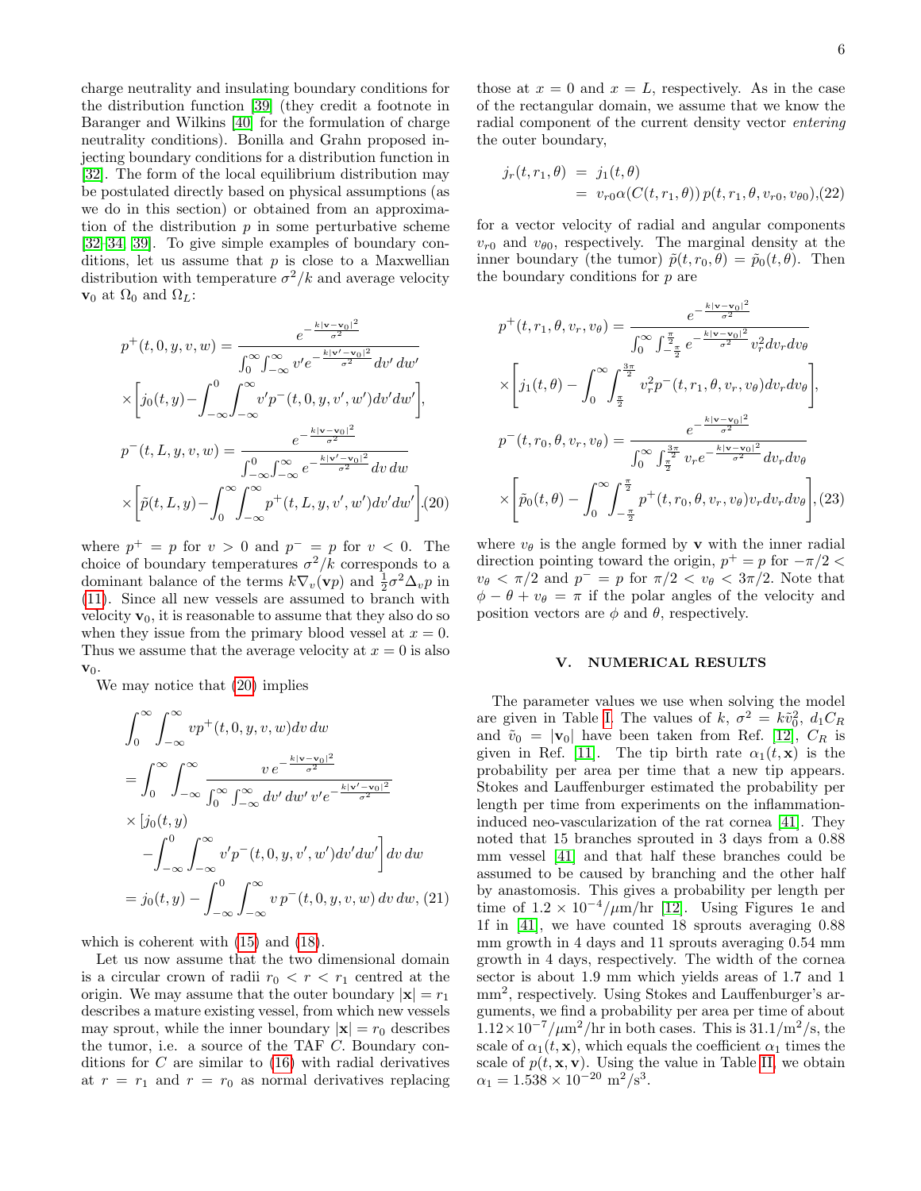charge neutrality and insulating boundary conditions for the distribution function [39] (they credit a footnote in Baranger and Wilkins [40] for the formulation of charge neutrality conditions). Bonilla and Grahn proposed injecting boundary conditions for a distribution function in [32]. The form of the local equilibrium distribution may be postulated directly based on physical assumptions (as we do in this section) or obtained from an approximation of the distribution $p$ in some perturbative scheme [32–34, 39]. To give simple examples of boundary conditions, let us assume that $p$ is close to a Maxwellian distribution with temperature $\sigma^2/k$ and average velocity $\mathbf{v}_0$ at $\Omega_0$ and $\Omega_L$:

$$
\begin{aligned}
p^+(t,0,y,v,w) &= \frac{e^{-\frac{k|\mathbf{v}-\mathbf{v}_0|^2}{\sigma^2}}}{\int_0^\infty\int_{-\infty}^\infty v' e^{-\frac{k|\mathbf{v}'-\mathbf{v}_0|^2}{\sigma^2}}dv'\,dw'} \\
&\times\left[j_0(t,y) - \int_{-\infty}^0\int_{-\infty}^\infty v' p^-(t,0,y,v',w')dv'dw'\right], \\
p^-(t,L,y,v,w) &= \frac{e^{-\frac{k|\mathbf{v}-\mathbf{v}_0|^2}{\sigma^2}}}{\int_{-\infty}^0\int_{-\infty}^\infty e^{-\frac{k|\mathbf{v}'-\mathbf{v}_0|^2}{\sigma^2}}dv\,dw} \\
&\times\left[\tilde{p}(t,L,y) - \int_0^\infty\int_{-\infty}^\infty p^+(t,L,y,v',w')dv'dw'\right]. \quad (20)
\end{aligned}
$$

where $p^+ = p$ for $v > 0$ and $p^- = p$ for $v < 0$. The choice of boundary temperatures $\sigma^2/k$ corresponds to a dominant balance of the terms $k\nabla_v(\mathbf{v}p)$ and $\frac{1}{2}\sigma^2\Delta_v p$ in (11). Since all new vessels are assumed to branch with velocity $\mathbf{v}_0$, it is reasonable to assume that they also do so when they issue from the primary blood vessel at $x = 0$. Thus we assume that the average velocity at $x = 0$ is also $\mathbf{v}_0$.

We may notice that (20) implies

$$
\begin{aligned}
&\int_0^\infty\int_{-\infty}^\infty v p^+(t,0,y,v,w)dv\,dw \\
&= \int_0^\infty\int_{-\infty}^\infty \frac{v\, e^{-\frac{k|\mathbf{v}-\mathbf{v}_0|^2}{\sigma^2}}}{\int_0^\infty\int_{-\infty}^\infty dv'\,dw'\,v' e^{-\frac{k|\mathbf{v}'-\mathbf{v}_0|^2}{\sigma^2}}} \\
&\times [j_0(t,y) \\
&\quad -\int_{-\infty}^0\int_{-\infty}^\infty v' p^-(t,0,y,v',w')dv'dw'\bigg]\,dv\,dw \\
&= j_0(t,y) - \int_{-\infty}^0\int_{-\infty}^\infty v\,p^-(t,0,y,v,w)\,dv\,dw, \quad (21)
\end{aligned}
$$

which is coherent with (15) and (18).

Let us now assume that the two dimensional domain is a circular crown of radii $r_0 < r < r_1$ centred at the origin. We may assume that the outer boundary $|\mathbf{x}| = r_1$ describes a mature existing vessel, from which new vessels may sprout, while the inner boundary $|\mathbf{x}| = r_0$ describes the tumor, i.e. a source of the TAF $C$. Boundary conditions for $C$ are similar to (16) with radial derivatives at $r = r_1$ and $r = r_0$ as normal derivatives replacing those at $x = 0$ and $x = L$, respectively. As in the case of the rectangular domain, we assume that we know the radial component of the current density vector *entering* the outer boundary,

$$
\begin{aligned}
j_r(t,r_1,\theta) &= j_1(t,\theta) \\
&= v_{r0}\alpha(C(t,r_1,\theta))\,p(t,r_1,\theta,v_{r0},v_{\theta 0}), \quad (22)
\end{aligned}
$$

for a vector velocity of radial and angular components $v_{r0}$ and $v_{\theta 0}$, respectively. The marginal density at the inner boundary (the tumor) $\tilde{p}(t,r_0,\theta) = \tilde{p}_0(t,\theta)$. Then the boundary conditions for $p$ are

$$
\begin{aligned}
p^+(t,r_1,\theta,v_r,v_\theta) &= \frac{e^{-\frac{k|\mathbf{v}-\mathbf{v}_0|^2}{\sigma^2}}}{\int_0^\infty\int_{-\frac{\pi}{2}}^{\frac{\pi}{2}} e^{-\frac{k|\mathbf{v}'-\mathbf{v}_0|^2}{\sigma^2}} v_r^2 dv_r dv_\theta} \\
&\times\left[j_1(t,\theta) - \int_0^\infty\int_{\frac{\pi}{2}}^{\frac{3\pi}{2}} v_r^2 p^-(t,r_1,\theta,v_r,v_\theta)dv_r dv_\theta\right], \\
p^-(t,r_0,\theta,v_r,v_\theta) &= \frac{e^{-\frac{k|\mathbf{v}-\mathbf{v}_0|^2}{\sigma^2}}}{\int_0^\infty\int_{\frac{\pi}{2}}^{\frac{3\pi}{2}} v_r e^{-\frac{k|\mathbf{v}-\mathbf{v}_0|^2}{\sigma^2}} dv_r dv_\theta} \\
&\times\left[\tilde{p}_0(t,\theta) - \int_0^\infty\int_{-\frac{\pi}{2}}^{\frac{\pi}{2}} p^+(t,r_0,\theta,v_r,v_\theta)v_r dv_r dv_\theta\right], \quad (23)
\end{aligned}
$$

where $v_\theta$ is the angle formed by $\mathbf{v}$ with the inner radial direction pointing toward the origin, $p^+ = p$ for $-\pi/2 < v_\theta < \pi/2$ and $p^- = p$ for $\pi/2 < v_\theta < 3\pi/2$. Note that $\phi - \theta + v_\theta = \pi$ if the polar angles of the velocity and position vectors are $\phi$ and $\theta$, respectively.

## V. NUMERICAL RESULTS

The parameter values we use when solving the model are given in Table I. The values of $k$, $\sigma^2 = k\tilde{v}_0^2$, $d_1 C_R$ and $\tilde{v}_0 = |\mathbf{v}_0|$ have been taken from Ref. [12], $C_R$ is given in Ref. [11]. The tip birth rate $\alpha_1(t,\mathbf{x})$ is the probability per area per time that a new tip appears. Stokes and Lauffenburger estimated the probability per length per time from experiments on the inflammation-induced neo-vascularization of the rat cornea [41]. They noted that 15 branches sprouted in 3 days from a 0.88 mm vessel [41] and that half these branches could be assumed to be caused by branching and the other half by anastomosis. This gives a probability per length per time of $1.2 \times 10^{-4}/\mu$m/hr [12]. Using Figures 1e and 1f in [41], we have counted 18 sprouts averaging 0.88 mm growth in 4 days and 11 sprouts averaging 0.54 mm growth in 4 days, respectively. The width of the cornea sector is about 1.9 mm which yields areas of 1.7 and 1 mm$^2$, respectively. Using Stokes and Lauffenburger's arguments, we find a probability per area per time of about $1.12\times 10^{-7}/\mu$m$^2$/hr in both cases. This is 31.1/m$^2$/s, the scale of $\alpha_1(t,\mathbf{x})$, which equals the coefficient $\alpha_1$ times the scale of $p(t,\mathbf{x},\mathbf{v})$. Using the value in Table II, we obtain $\alpha_1 = 1.538 \times 10^{-20}$ m$^2$/s$^3$.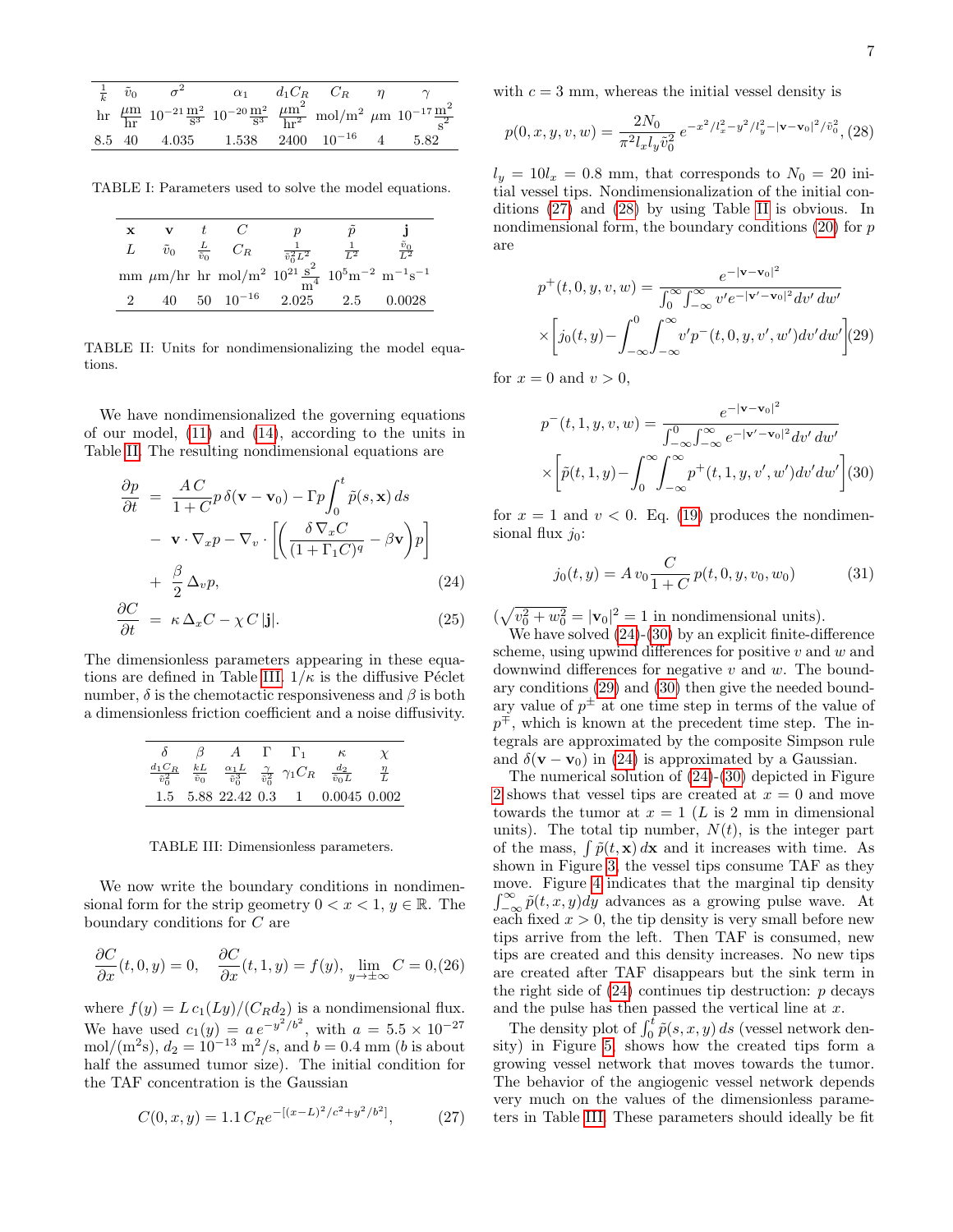| $\frac{1}{k}$ | $\tilde{v}_0$ | $\sigma^2$ | $\alpha_1$ | $d_1 C_R$ | $C_R$ | $\eta$ | $\gamma$ |
|---|---|---|---|---|---|---|---|
| hr | $\frac{\mu\text{m}}{\text{hr}}$ | $10^{-21}\frac{\text{m}^2}{\text{s}^3}$ | $10^{-20}\frac{\text{m}^2}{\text{s}^3}$ | $\frac{\mu\text{m}^2}{\text{hr}^2}$ | mol/m$^2$ | $\mu$m | $10^{-17}\frac{\text{m}^2}{\text{s}^2}$ |
| 8.5 | 40 | 4.035 | 1.538 | 2400 | $10^{-16}$ | 4 | 5.82 |

TABLE I: Parameters used to solve the model equations.

| x | v | $t$ | $C$ | $p$ | $\tilde{p}$ | j |
|---|---|---|---|---|---|---|
| $L$ | $\tilde{v}_0$ | $\frac{L}{\tilde{v}_0}$ | $C_R$ | $\frac{1}{\tilde{v}_0^2 L^2}$ | $\frac{1}{L^2}$ | $\frac{\tilde{v}_0}{L^2}$ |
| mm | $\mu$m/hr | hr | mol/m$^2$ | $10^{21}\frac{\text{s}^2}{\text{m}^4}$ | $10^5\text{m}^{-2}$ | m$^{-1}$s$^{-1}$ |
| 2 | 40 | 50 | $10^{-16}$ | 2.025 | 2.5 | 0.0028 |

TABLE II: Units for nondimensionalizing the model equations.

We have nondimensionalized the governing equations of our model, (11) and (14), according to the units in Table II. The resulting nondimensional equations are

$$\begin{aligned}
\frac{\partial p}{\partial t} &= \frac{A\,C}{1+C} p\,\delta(\mathbf{v}-\mathbf{v}_0) - \Gamma p \int_0^t \tilde{p}(s,\mathbf{x})\,ds \\
&- \mathbf{v}\cdot\nabla_x p - \nabla_v \cdot \left[\left(\frac{\delta\,\nabla_x C}{(1+\Gamma_1 C)^q} - \beta\mathbf{v}\right) p\right] \\
&+ \frac{\beta}{2}\,\Delta_v p, \qquad (24)\\
\frac{\partial C}{\partial t} &= \kappa\,\Delta_x C - \chi\, C\,|\mathbf{j}|. \qquad (25)
\end{aligned}$$

The dimensionless parameters appearing in these equations are defined in Table III. $1/\kappa$ is the diffusive Péclet number, $\delta$ is the chemotactic responsiveness and $\beta$ is both a dimensionless friction coefficient and a noise diffusivity.

| $\delta$ | $\beta$ | $A$ | $\Gamma$ | $\Gamma_1$ | $\kappa$ | $\chi$ |
|---|---|---|---|---|---|---|
| $\frac{d_1 C_R}{\tilde{v}_0^2}$ | $\frac{kL}{\tilde{v}_0}$ | $\frac{\alpha_1 L}{\tilde{v}_0^3}$ | $\frac{\gamma}{\tilde{v}_0^2}$ | $\gamma_1 C_R$ | $\frac{d_2}{\tilde{v}_0 L}$ | $\frac{\eta}{L}$ |
| 1.5 | 5.88 | 22.42 | 0.3 | 1 | 0.0045 | 0.002 |

TABLE III: Dimensionless parameters.

We now write the boundary conditions in nondimensional form for the strip geometry $0 < x < 1$, $y \in \mathbb{R}$. The boundary conditions for $C$ are

$$\frac{\partial C}{\partial x}(t,0,y) = 0, \quad \frac{\partial C}{\partial x}(t,1,y) = f(y), \lim_{y\to\pm\infty} C = 0, \qquad (26)$$

where $f(y) = L\,c_1(Ly)/(C_R d_2)$ is a nondimensional flux. We have used $c_1(y) = a\,e^{-y^2/b^2}$, with $a = 5.5\times 10^{-27}$ mol/(m$^2$s), $d_2 = 10^{-13}$ m$^2$/s, and $b = 0.4$ mm ($b$ is about half the assumed tumor size). The initial condition for the TAF concentration is the Gaussian

$$C(0,x,y) = 1.1\,C_R e^{-[(x-L)^2/c^2+y^2/b^2]}, \qquad (27)$$

with $c = 3$ mm, whereas the initial vessel density is

$$p(0,x,y,v,w) = \frac{2N_0}{\pi^2 l_x l_y \tilde{v}_0^2}\, e^{-x^2/l_x^2 - y^2/l_y^2 - |\mathbf{v}-\mathbf{v}_0|^2/\tilde{v}_0^2}, \qquad (28)$$

$l_y = 10 l_x = 0.8$ mm, that corresponds to $N_0 = 20$ initial vessel tips. Nondimensionalization of the initial conditions (27) and (28) by using Table II is obvious. In nondimensional form, the boundary conditions (20) for $p$ are

$$\begin{aligned}
p^+(t,0,y,v,w) &= \frac{e^{-|\mathbf{v}-\mathbf{v}_0|^2}}{\int_0^\infty\int_{-\infty}^\infty v' e^{-|\mathbf{v}'-\mathbf{v}_0|^2} dv'\,dw'} \\
&\times \left[j_0(t,y) - \int_{-\infty}^0\int_{-\infty}^\infty v' p^-(t,0,y,v',w') dv' dw'\right] \qquad (29)
\end{aligned}$$

for $x = 0$ and $v > 0$,

$$\begin{aligned}
p^-(t,1,y,v,w) &= \frac{e^{-|\mathbf{v}-\mathbf{v}_0|^2}}{\int_{-\infty}^0\int_{-\infty}^\infty e^{-|\mathbf{v}'-\mathbf{v}_0|^2} dv'\,dw'} \\
&\times \left[\tilde{p}(t,1,y) - \int_0^\infty\int_{-\infty}^\infty p^+(t,1,y,v',w') dv' dw'\right] \qquad (30)
\end{aligned}$$

for $x = 1$ and $v < 0$. Eq. (19) produces the nondimensional flux $j_0$:

$$j_0(t,y) = A\,v_0 \frac{C}{1+C}\, p(t,0,y,v_0,w_0) \qquad (31)$$

($\sqrt{v_0^2+w_0^2} = |\mathbf{v}_0|^2 = 1$ in nondimensional units).

We have solved (24)-(30) by an explicit finite-difference scheme, using upwind differences for positive $v$ and $w$ and downwind differences for negative $v$ and $w$. The boundary conditions (29) and (30) then give the needed boundary value of $p^\pm$ at one time step in terms of the value of $p^\mp$, which is known at the precedent time step. The integrals are approximated by the composite Simpson rule and $\delta(\mathbf{v}-\mathbf{v}_0)$ in (24) is approximated by a Gaussian.

The numerical solution of (24)-(30) depicted in Figure 2 shows that vessel tips are created at $x = 0$ and move towards the tumor at $x = 1$ ($L$ is 2 mm in dimensional units). The total tip number, $N(t)$, is the integer part of the mass, $\int \tilde{p}(t,\mathbf{x})\,d\mathbf{x}$ and it increases with time. As shown in Figure 3, the vessel tips consume TAF as they move. Figure 4 indicates that the marginal tip density $\int_{-\infty}^\infty \tilde{p}(t,x,y)dy$ advances as a growing pulse wave. At each fixed $x > 0$, the tip density is very small before new tips arrive from the left. Then TAF is consumed, new tips are created and this density increases. No new tips are created after TAF disappears but the sink term in the right side of (24) continues tip destruction: $p$ decays and the pulse has then passed the vertical line at $x$.

The density plot of $\int_0^t \tilde{p}(s,x,y)\,ds$ (vessel network density) in Figure 5, shows how the created tips form a growing vessel network that moves towards the tumor. The behavior of the angiogenic vessel network depends very much on the values of the dimensionless parameters in Table III. These parameters should ideally be fit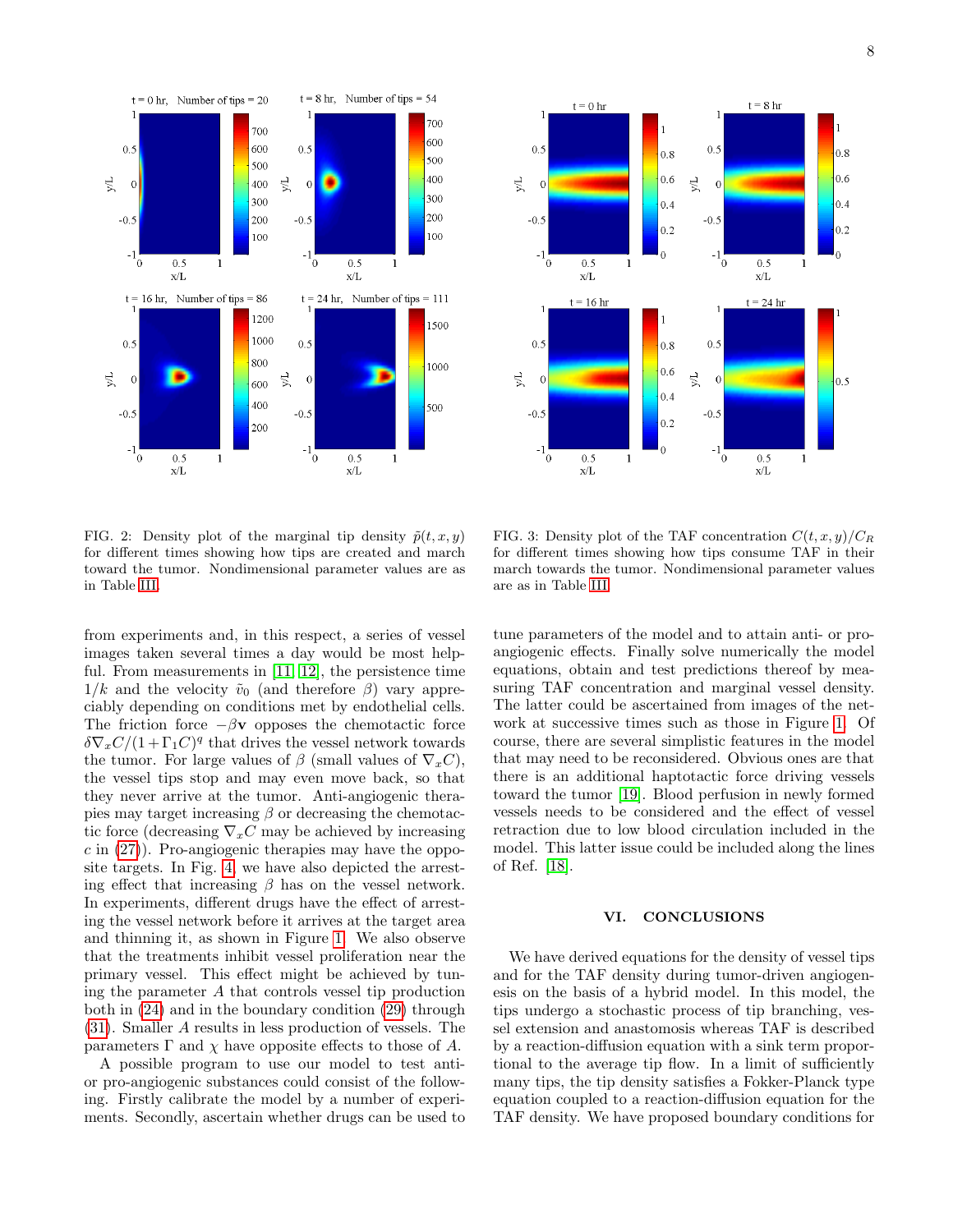t = 0 hr, Number of tips = 20

t = 8 hr, Number of tips = 54

t = 16 hr, Number of tips = 86

t = 24 hr, Number of tips = 111

FIG. 2: Density plot of the marginal tip density $\tilde{p}(t, x, y)$ for different times showing how tips are created and march toward the tumor. Nondimensional parameter values are as in Table III.

t = 0 hr

t = 8 hr

t = 16 hr

t = 24 hr

FIG. 3: Density plot of the TAF concentration $C(t, x, y)/C_R$ for different times showing how tips consume TAF in their march towards the tumor. Nondimensional parameter values are as in Table III.

from experiments and, in this respect, a series of vessel images taken several times a day would be most helpful. From measurements in [11, 12], the persistence time $1/k$ and the velocity $\tilde{v}_0$ (and therefore $\beta$) vary appreciably depending on conditions met by endothelial cells. The friction force $-\beta \mathbf{v}$ opposes the chemotactic force $\delta \nabla_x C/(1 + \Gamma_1 C)^q$ that drives the vessel network towards the tumor. For large values of $\beta$ (small values of $\nabla_x C$), the vessel tips stop and may even move back, so that they never arrive at the tumor. Anti-angiogenic therapies may target increasing $\beta$ or decreasing the chemotactic force (decreasing $\nabla_x C$ may be achieved by increasing $c$ in (27)). Pro-angiogenic therapies may have the opposite targets. In Fig. 4, we have also depicted the arresting effect that increasing $\beta$ has on the vessel network. In experiments, different drugs have the effect of arresting the vessel network before it arrives at the target area and thinning it, as shown in Figure 1. We also observe that the treatments inhibit vessel proliferation near the primary vessel. This effect might be achieved by tuning the parameter $A$ that controls vessel tip production both in (24) and in the boundary condition (29) through (31). Smaller $A$ results in less production of vessels. The parameters $\Gamma$ and $\chi$ have opposite effects to those of $A$.

A possible program to use our model to test anti- or pro-angiogenic substances could consist of the following. Firstly calibrate the model by a number of experiments. Secondly, ascertain whether drugs can be used to tune parameters of the model and to attain anti- or pro-angiogenic effects. Finally solve numerically the model equations, obtain and test predictions thereof by measuring TAF concentration and marginal vessel density. The latter could be ascertained from images of the network at successive times such as those in Figure 1. Of course, there are several simplistic features in the model that may need to be reconsidered. Obvious ones are that there is an additional haptotactic force driving vessels toward the tumor [19]. Blood perfusion in newly formed vessels needs to be considered and the effect of vessel retraction due to low blood circulation included in the model. This latter issue could be included along the lines of Ref. [18].

## VI. CONCLUSIONS

We have derived equations for the density of vessel tips and for the TAF density during tumor-driven angiogenesis on the basis of a hybrid model. In this model, the tips undergo a stochastic process of tip branching, vessel extension and anastomosis whereas TAF is described by a reaction-diffusion equation with a sink term proportional to the average tip flow. In a limit of sufficiently many tips, the tip density satisfies a Fokker-Planck type equation coupled to a reaction-diffusion equation for the TAF density. We have proposed boundary conditions for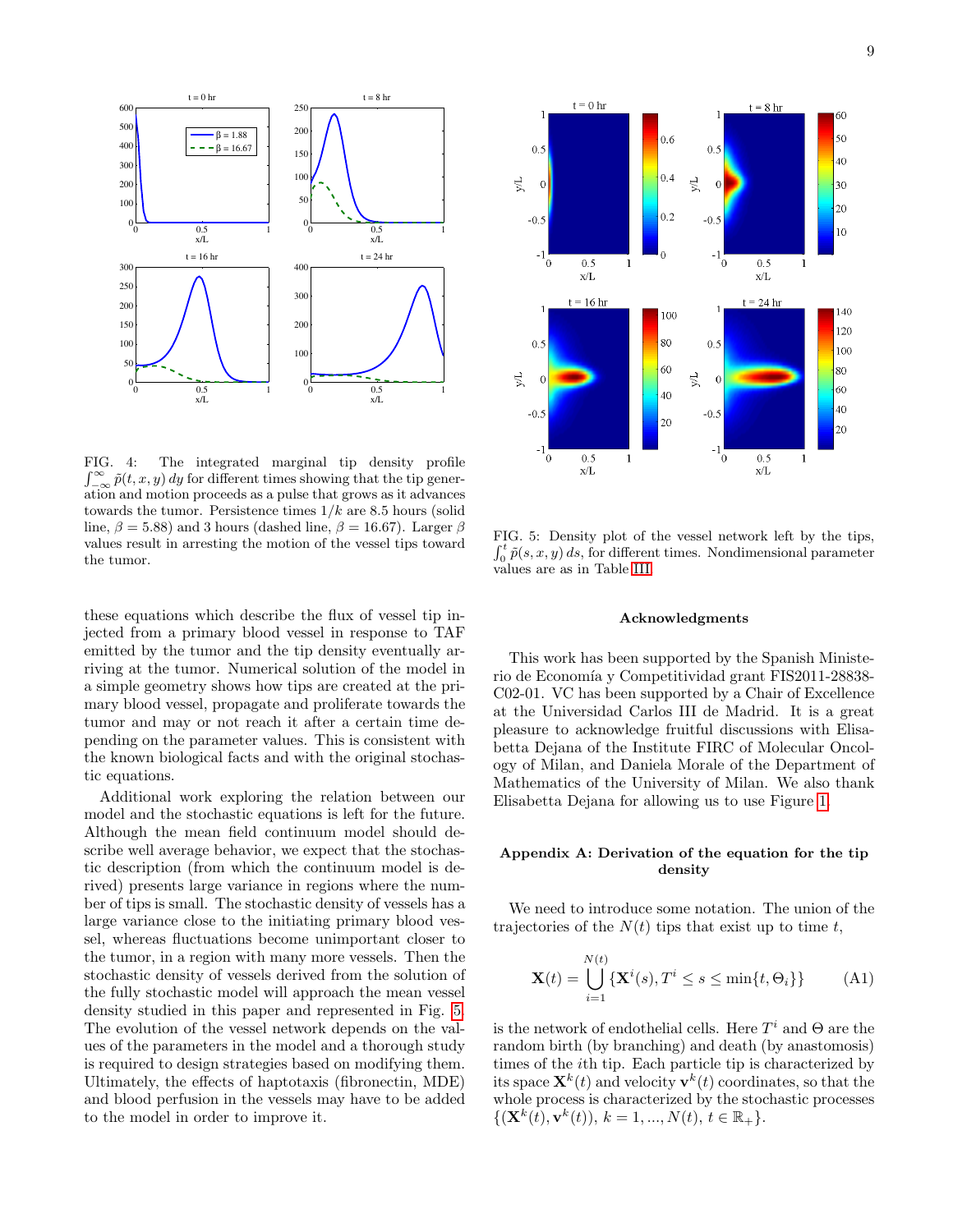t = 0 hr

600
500
400
300
200
100
0

0 0.5 1

x/L

β = 1.88
β = 16.67

t = 8 hr

250
200
150
100
50
0

0 0.5 1

x/L

t = 16 hr

300
250
200
150
100
50
0

0 0.5 1

x/L

t = 24 hr

400
300
200
100
0

0 0.5 1

x/L

FIG. 4: The integrated marginal tip density profile $\int_{-\infty}^{\infty} \tilde{p}(t,x,y)\,dy$ for different times showing that the tip generation and motion proceeds as a pulse that grows as it advances towards the tumor. Persistence times $1/k$ are 8.5 hours (solid line, $\beta = 5.88$) and 3 hours (dashed line, $\beta = 16.67$). Larger $\beta$ values result in arresting the motion of the vessel tips toward the tumor.

t = 0 hr

y/L

x/L

1
0.5
0
-0.5
-1

0 0.5 1

0.6
0.4
0.2
0

t = 8 hr

y/L

x/L

1
0.5
0
-0.5
-1

0 0.5 1

60
50
40
30
20
10

t = 16 hr

y/L

x/L

1
0.5
0
-0.5
-1

0 0.5 1

100
80
60
40
20

t = 24 hr

y/L

x/L

1
0.5
0
-0.5
-1

0 0.5 1

140
120
100
80
60
40
20

FIG. 5: Density plot of the vessel network left by the tips, $\int_0^t \tilde{p}(s,x,y)\,ds$, for different times. Nondimensional parameter values are as in Table III.

these equations which describe the flux of vessel tip injected from a primary blood vessel in response to TAF emitted by the tumor and the tip density eventually arriving at the tumor. Numerical solution of the model in a simple geometry shows how tips are created at the primary blood vessel, propagate and proliferate towards the tumor and may or not reach it after a certain time depending on the parameter values. This is consistent with the known biological facts and with the original stochastic equations.

Additional work exploring the relation between our model and the stochastic equations is left for the future. Although the mean field continuum model should describe well average behavior, we expect that the stochastic description (from which the continuum model is derived) presents large variance in regions where the number of tips is small. The stochastic density of vessels has a large variance close to the initiating primary blood vessel, whereas fluctuations become unimportant closer to the tumor, in a region with many more vessels. Then the stochastic density of vessels derived from the solution of the fully stochastic model will approach the mean vessel density studied in this paper and represented in Fig. 5. The evolution of the vessel network depends on the values of the parameters in the model and a thorough study is required to design strategies based on modifying them. Ultimately, the effects of haptotaxis (fibronectin, MDE) and blood perfusion in the vessels may have to be added to the model in order to improve it.

### Acknowledgments

This work has been supported by the Spanish Ministerio de Economía y Competitividad grant FIS2011-28838-C02-01. VC has been supported by a Chair of Excellence at the Universidad Carlos III de Madrid. It is a great pleasure to acknowledge fruitful discussions with Elisabetta Dejana of the Institute FIRC of Molecular Oncology of Milan, and Daniela Morale of the Department of Mathematics of the University of Milan. We also thank Elisabetta Dejana for allowing us to use Figure 1.

### Appendix A: Derivation of the equation for the tip density

We need to introduce some notation. The union of the trajectories of the $N(t)$ tips that exist up to time $t$,

$$\mathbf{X}(t) = \bigcup_{i=1}^{N(t)} \{\mathbf{X}^i(s), T^i \leq s \leq \min\{t, \Theta_i\}\} \tag{A1}$$

is the network of endothelial cells. Here $T^i$ and $\Theta$ are the random birth (by branching) and death (by anastomosis) times of the $i$th tip. Each particle tip is characterized by its space $\mathbf{X}^k(t)$ and velocity $\mathbf{v}^k(t)$ coordinates, so that the whole process is characterized by the stochastic processes $\{(\mathbf{X}^k(t), \mathbf{v}^k(t)),\, k = 1, ..., N(t),\, t \in \mathbb{R}_+\}$.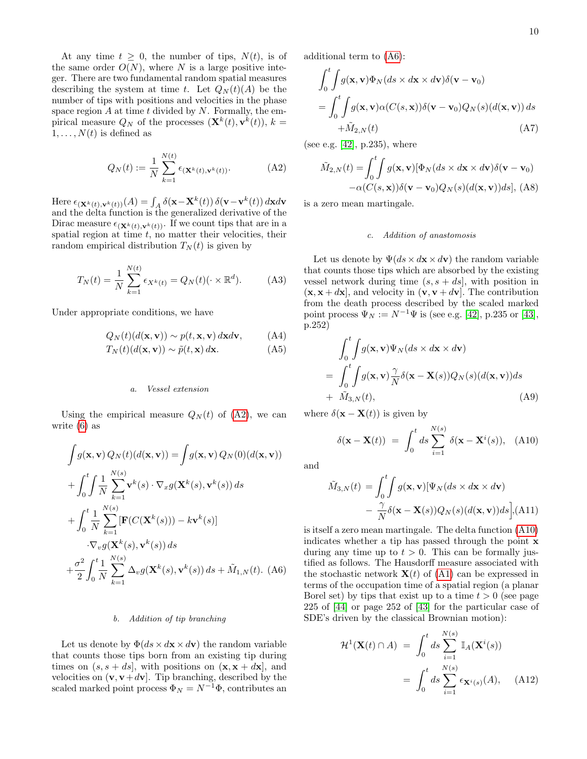At any time $t \geq 0$, the number of tips, $N(t)$, is of the same order $O(N)$, where $N$ is a large positive integer. There are two fundamental random spatial measures describing the system at time $t$. Let $Q_N(t)(A)$ be the number of tips with positions and velocities in the phase space region $A$ at time $t$ divided by $N$. Formally, the empirical measure $Q_N$ of the processes $(\mathbf{X}^k(t), \mathbf{v}^k(t))$, $k = 1, \dots, N(t)$ is defined as

$$Q_N(t) := \frac{1}{N} \sum_{k=1}^{N(t)} \epsilon_{(\mathbf{X}^k(t), \mathbf{v}^k(t))}. \tag{A2}$$

Here $\epsilon_{(\mathbf{X}^k(t), \mathbf{v}^k(t))}(A) = \int_A \delta(\mathbf{x} - \mathbf{X}^k(t))\, \delta(\mathbf{v} - \mathbf{v}^k(t))\, d\mathbf{x} d\mathbf{v}$ and the delta function is the generalized derivative of the Dirac measure $\epsilon_{(\mathbf{X}^k(t), \mathbf{v}^k(t))}$. If we count tips that are in a spatial region at time $t$, no matter their velocities, their random empirical distribution $T_N(t)$ is given by

$$T_N(t) = \frac{1}{N} \sum_{k=1}^{N(t)} \epsilon_{X^k(t)} = Q_N(t)(\cdot \times \mathbb{R}^d). \tag{A3}$$

Under appropriate conditions, we have

$$Q_N(t)(d(\mathbf{x}, \mathbf{v})) \sim p(t, \mathbf{x}, \mathbf{v})\, d\mathbf{x} d\mathbf{v}, \tag{A4}$$
$$T_N(t)(d(\mathbf{x}, \mathbf{v})) \sim \tilde{p}(t, \mathbf{x})\, d\mathbf{x}. \tag{A5}$$

### a. Vessel extension

Using the empirical measure $Q_N(t)$ of (A2), we can write (6) as

$$\begin{aligned}
&\int g(\mathbf{x}, \mathbf{v})\, Q_N(t)(d(\mathbf{x}, \mathbf{v})) = \int g(\mathbf{x}, \mathbf{v})\, Q_N(0)(d(\mathbf{x}, \mathbf{v})) \\
&+ \int_0^t \int \frac{1}{N} \sum_{k=1}^{N(s)} \mathbf{v}^k(s) \cdot \nabla_x g(\mathbf{X}^k(s), \mathbf{v}^k(s))\, ds \\
&+ \int_0^t \frac{1}{N} \sum_{k=1}^{N(s)} [\mathbf{F}(C(\mathbf{X}^k(s))) - k\mathbf{v}^k(s)] \\
&\quad \cdot \nabla_v g(\mathbf{X}^k(s), \mathbf{v}^k(s))\, ds \\
&+ \frac{\sigma^2}{2} \int_0^t \frac{1}{N} \sum_{k=1}^{N(s)} \Delta_v g(\mathbf{X}^k(s), \mathbf{v}^k(s))\, ds + \tilde{M}_{1,N}(t).
\end{aligned} \tag{A6}$$

### b. Addition of tip branching

Let us denote by $\Phi(ds \times d\mathbf{x} \times d\mathbf{v})$ the random variable that counts those tips born from an existing tip during times on $(s, s + ds]$, with positions on $(\mathbf{x}, \mathbf{x} + d\mathbf{x}]$, and velocities on $(\mathbf{v}, \mathbf{v} + d\mathbf{v}]$. Tip branching, described by the scaled marked point process $\Phi_N = N^{-1}\Phi$, contributes an additional term to (A6):

$$\begin{aligned}
&\int_0^t \int g(\mathbf{x}, \mathbf{v}) \Phi_N(ds \times d\mathbf{x} \times d\mathbf{v}) \delta(\mathbf{v} - \mathbf{v}_0) \\
&= \int_0^t \int g(\mathbf{x}, \mathbf{v}) \alpha(C(s, \mathbf{x})) \delta(\mathbf{v} - \mathbf{v}_0) Q_N(s)(d(\mathbf{x}, \mathbf{v}))\, ds \\
&\quad + \tilde{M}_{2,N}(t)
\end{aligned} \tag{A7}$$

(see e.g. [42], p.235), where

$$\begin{aligned}
\tilde{M}_{2,N}(t) = &\int_0^t \int g(\mathbf{x}, \mathbf{v}) [\Phi_N(ds \times d\mathbf{x} \times d\mathbf{v}) \delta(\mathbf{v} - \mathbf{v}_0) \\
&- \alpha(C(s, \mathbf{x})) \delta(\mathbf{v} - \mathbf{v}_0) Q_N(s)(d(\mathbf{x}, \mathbf{v})) ds],
\end{aligned} \tag{A8}$$

is a zero mean martingale.

### c. Addition of anastomosis

Let us denote by $\Psi(ds \times d\mathbf{x} \times d\mathbf{v})$ the random variable that counts those tips which are absorbed by the existing vessel network during time $(s, s + ds]$, with position in $(\mathbf{x}, \mathbf{x} + d\mathbf{x}]$, and velocity in $(\mathbf{v}, \mathbf{v} + d\mathbf{v}]$. The contribution from the death process described by the scaled marked point process $\Psi_N := N^{-1}\Psi$ is (see e.g. [42], p.235 or [43], p.252)

$$\begin{aligned}
&\int_0^t \int g(\mathbf{x}, \mathbf{v}) \Psi_N(ds \times d\mathbf{x} \times d\mathbf{v}) \\
= &\int_0^t \int g(\mathbf{x}, \mathbf{v}) \frac{\gamma}{N} \delta(\mathbf{x} - \mathbf{X}(s)) Q_N(s)(d(\mathbf{x}, \mathbf{v})) ds \\
+ &\ \tilde{M}_{3,N}(t),
\end{aligned} \tag{A9}$$

where $\delta(\mathbf{x} - \mathbf{X}(t))$ is given by

$$\delta(\mathbf{x} - \mathbf{X}(t)) = \int_0^t ds \sum_{i=1}^{N(s)} \delta(\mathbf{x} - \mathbf{X}^i(s)), \tag{A10}$$

and

$$\begin{aligned}
\tilde{M}_{3,N}(t) = &\int_0^t \int g(\mathbf{x}, \mathbf{v}) [\Psi_N(ds \times d\mathbf{x} \times d\mathbf{v}) \\
&- \frac{\gamma}{N} \delta(\mathbf{x} - \mathbf{X}(s)) Q_N(s)(d(\mathbf{x}, \mathbf{v})) ds \Big],
\end{aligned} \tag{A11}$$

is itself a zero mean martingale. The delta function (A10) indicates whether a tip has passed through the point $\mathbf{x}$ during any time up to $t > 0$. This can be formally justified as follows. The Hausdorff measure associated with the stochastic network $\mathbf{X}(t)$ of (A1) can be expressed in terms of the occupation time of a spatial region (a planar Borel set) by tips that exist up to a time $t > 0$ (see page 225 of [44] or page 252 of [43] for the particular case of SDE's driven by the classical Brownian motion):

$$\begin{aligned}
\mathcal{H}^1(\mathbf{X}(t) \cap A) &= \int_0^t ds \sum_{i=1}^{N(s)} \mathbb{I}_A(\mathbf{X}^i(s)) \\
&= \int_0^t ds \sum_{i=1}^{N(s)} \epsilon_{\mathbf{X}^i(s)}(A),
\end{aligned} \tag{A12}$$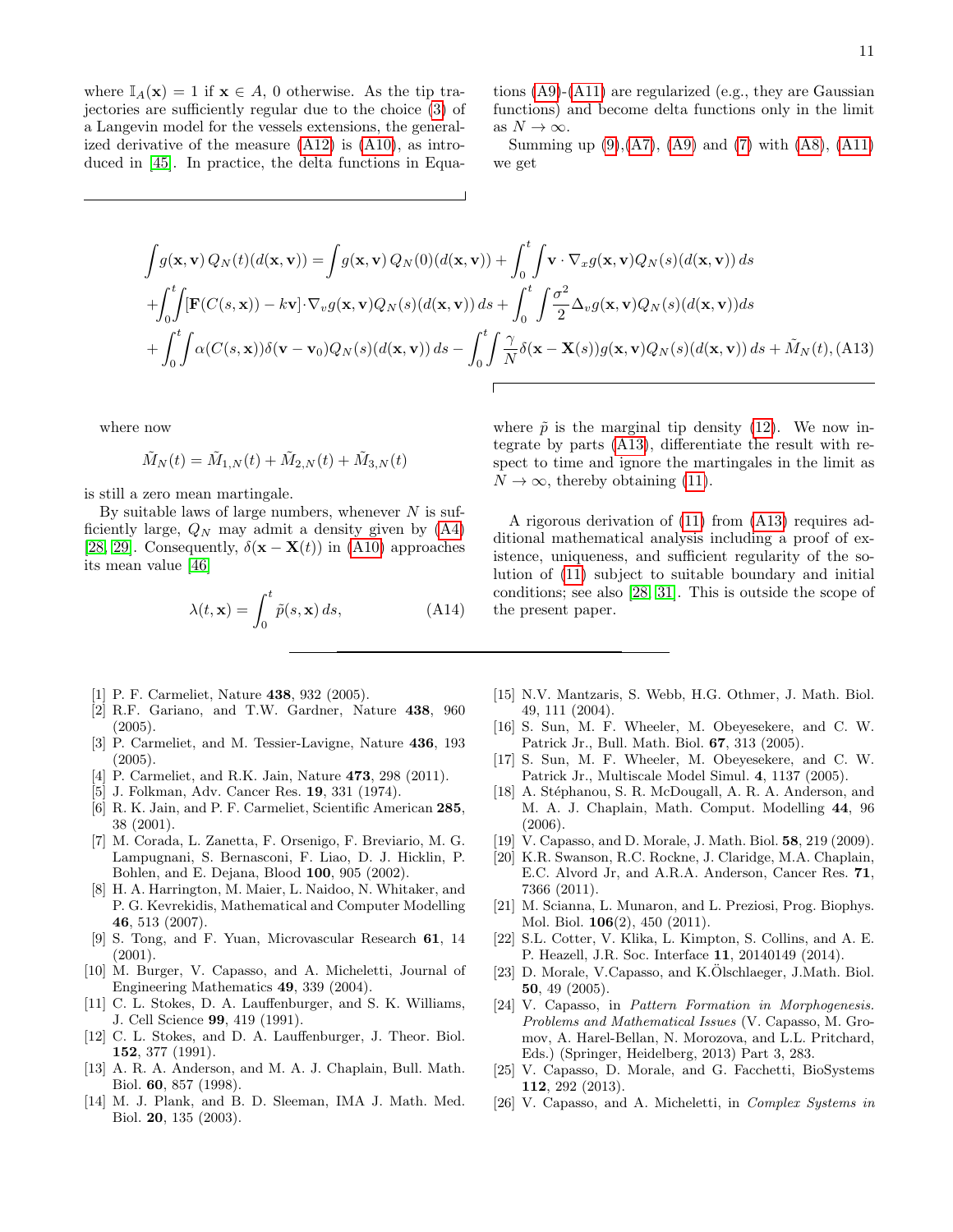where $\mathbb{I}_A(\mathbf{x}) = 1$ if $\mathbf{x} \in A$, 0 otherwise. As the tip trajectories are sufficiently regular due to the choice (3) of a Langevin model for the vessels extensions, the generalized derivative of the measure (A12) is (A10), as introduced in [45]. In practice, the delta functions in Equations (A9)-(A11) are regularized (e.g., they are Gaussian functions) and become delta functions only in the limit as $N \to \infty$.

Summing up (9),(A7), (A9) and (7) with (A8), (A11) we get

$$
\begin{aligned}
\int g(\mathbf{x},\mathbf{v})\, Q_N(t)(d(\mathbf{x},\mathbf{v})) &= \int g(\mathbf{x},\mathbf{v})\, Q_N(0)(d(\mathbf{x},\mathbf{v})) + \int_0^t \int \mathbf{v}\cdot\nabla_x g(\mathbf{x},\mathbf{v}) Q_N(s)(d(\mathbf{x},\mathbf{v}))\, ds \\
&+ \int_0^t\!\!\int [\mathbf{F}(C(s,\mathbf{x})) - k\mathbf{v}]\cdot\nabla_v g(\mathbf{x},\mathbf{v}) Q_N(s)(d(\mathbf{x},\mathbf{v}))\, ds + \int_0^t \int \frac{\sigma^2}{2}\Delta_v g(\mathbf{x},\mathbf{v}) Q_N(s)(d(\mathbf{x},\mathbf{v}))ds \\
&+ \int_0^t\!\!\int \alpha(C(s,\mathbf{x}))\delta(\mathbf{v}-\mathbf{v}_0) Q_N(s)(d(\mathbf{x},\mathbf{v}))\, ds - \int_0^t\!\!\int \frac{\gamma}{N}\delta(\mathbf{x}-\mathbf{X}(s)) g(\mathbf{x},\mathbf{v}) Q_N(s)(d(\mathbf{x},\mathbf{v}))\, ds + \tilde{M}_N(t), \quad \text{(A13)}
\end{aligned}
$$

where now

$$
\tilde{M}_N(t) = \tilde{M}_{1,N}(t) + \tilde{M}_{2,N}(t) + \tilde{M}_{3,N}(t)
$$

is still a zero mean martingale.

By suitable laws of large numbers, whenever $N$ is sufficiently large, $Q_N$ may admit a density given by (A4) [28, 29]. Consequently, $\delta(\mathbf{x} - \mathbf{X}(t))$ in (A10) approaches its mean value [46]

$$
\lambda(t,\mathbf{x}) = \int_0^t \tilde{p}(s,\mathbf{x})\, ds, \qquad \text{(A14)}
$$

where $\tilde{p}$ is the marginal tip density (12). We now integrate by parts (A13), differentiate the result with respect to time and ignore the martingales in the limit as $N \to \infty$, thereby obtaining (11).

A rigorous derivation of (11) from (A13) requires additional mathematical analysis including a proof of existence, uniqueness, and sufficient regularity of the solution of (11) subject to suitable boundary and initial conditions; see also [28, 31]. This is outside the scope of the present paper.

---

[1] P. F. Carmeliet, Nature **438**, 932 (2005).
[2] R.F. Gariano, and T.W. Gardner, Nature **438**, 960 (2005).
[3] P. Carmeliet, and M. Tessier-Lavigne, Nature **436**, 193 (2005).
[4] P. Carmeliet, and R.K. Jain, Nature **473**, 298 (2011).
[5] J. Folkman, Adv. Cancer Res. **19**, 331 (1974).
[6] R. K. Jain, and P. F. Carmeliet, Scientific American **285**, 38 (2001).
[7] M. Corada, L. Zanetta, F. Orsenigo, F. Breviario, M. G. Lampugnani, S. Bernasconi, F. Liao, D. J. Hicklin, P. Bohlen, and E. Dejana, Blood **100**, 905 (2002).
[8] H. A. Harrington, M. Maier, L. Naidoo, N. Whitaker, and P. G. Kevrekidis, Mathematical and Computer Modelling **46**, 513 (2007).
[9] S. Tong, and F. Yuan, Microvascular Research **61**, 14 (2001).
[10] M. Burger, V. Capasso, and A. Micheletti, Journal of Engineering Mathematics **49**, 339 (2004).
[11] C. L. Stokes, D. A. Lauffenburger, and S. K. Williams, J. Cell Science **99**, 419 (1991).
[12] C. L. Stokes, and D. A. Lauffenburger, J. Theor. Biol. **152**, 377 (1991).
[13] A. R. A. Anderson, and M. A. J. Chaplain, Bull. Math. Biol. **60**, 857 (1998).
[14] M. J. Plank, and B. D. Sleeman, IMA J. Math. Med. Biol. **20**, 135 (2003).
[15] N.V. Mantzaris, S. Webb, H.G. Othmer, J. Math. Biol. 49, 111 (2004).
[16] S. Sun, M. F. Wheeler, M. Obeyesekere, and C. W. Patrick Jr., Bull. Math. Biol. **67**, 313 (2005).
[17] S. Sun, M. F. Wheeler, M. Obeyesekere, and C. W. Patrick Jr., Multiscale Model Simul. **4**, 1137 (2005).
[18] A. Stéphanou, S. R. McDougall, A. R. A. Anderson, and M. A. J. Chaplain, Math. Comput. Modelling **44**, 96 (2006).
[19] V. Capasso, and D. Morale, J. Math. Biol. **58**, 219 (2009).
[20] K.R. Swanson, R.C. Rockne, J. Claridge, M.A. Chaplain, E.C. Alvord Jr, and A.R.A. Anderson, Cancer Res. **71**, 7366 (2011).
[21] M. Scianna, L. Munaron, and L. Preziosi, Prog. Biophys. Mol. Biol. **106**(2), 450 (2011).
[22] S.L. Cotter, V. Klika, L. Kimpton, S. Collins, and A. E. P. Heazell, J.R. Soc. Interface **11**, 20140149 (2014).
[23] D. Morale, V.Capasso, and K.Ölschlaeger, J.Math. Biol. **50**, 49 (2005).
[24] V. Capasso, in *Pattern Formation in Morphogenesis. Problems and Mathematical Issues* (V. Capasso, M. Gromov, A. Harel-Bellan, N. Morozova, and L.L. Pritchard, Eds.) (Springer, Heidelberg, 2013) Part 3, 283.
[25] V. Capasso, D. Morale, and G. Facchetti, BioSystems **112**, 292 (2013).
[26] V. Capasso, and A. Micheletti, in *Complex Systems in*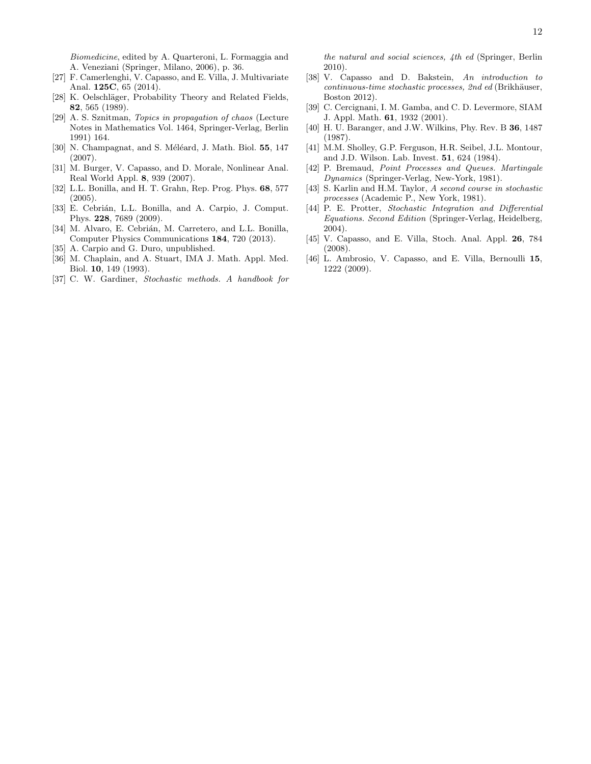*Biomedicine*, edited by A. Quarteroni, L. Formaggia and A. Veneziani (Springer, Milano, 2006), p. 36.

[27] F. Camerlenghi, V. Capasso, and E. Villa, J. Multivariate Anal. **125C**, 65 (2014).

[28] K. Oelschläger, Probability Theory and Related Fields, **82**, 565 (1989).

[29] A. S. Sznitman, *Topics in propagation of chaos* (Lecture Notes in Mathematics Vol. 1464, Springer-Verlag, Berlin 1991) 164.

[30] N. Champagnat, and S. Méléard, J. Math. Biol. **55**, 147 (2007).

[31] M. Burger, V. Capasso, and D. Morale, Nonlinear Anal. Real World Appl. **8**, 939 (2007).

[32] L.L. Bonilla, and H. T. Grahn, Rep. Prog. Phys. **68**, 577 (2005).

[33] E. Cebrián, L.L. Bonilla, and A. Carpio, J. Comput. Phys. **228**, 7689 (2009).

[34] M. Alvaro, E. Cebrián, M. Carretero, and L.L. Bonilla, Computer Physics Communications **184**, 720 (2013).

[35] A. Carpio and G. Duro, unpublished.

[36] M. Chaplain, and A. Stuart, IMA J. Math. Appl. Med. Biol. **10**, 149 (1993).

[37] C. W. Gardiner, *Stochastic methods. A handbook for the natural and social sciences, 4th ed* (Springer, Berlin 2010).

[38] V. Capasso and D. Bakstein, *An introduction to continuous-time stochastic processes, 2nd ed* (Brikhäuser, Boston 2012).

[39] C. Cercignani, I. M. Gamba, and C. D. Levermore, SIAM J. Appl. Math. **61**, 1932 (2001).

[40] H. U. Baranger, and J.W. Wilkins, Phy. Rev. B **36**, 1487 (1987).

[41] M.M. Sholley, G.P. Ferguson, H.R. Seibel, J.L. Montour, and J.D. Wilson. Lab. Invest. **51**, 624 (1984).

[42] P. Bremaud, *Point Processes and Queues. Martingale Dynamics* (Springer-Verlag, New-York, 1981).

[43] S. Karlin and H.M. Taylor, *A second course in stochastic processes* (Academic P., New York, 1981).

[44] P. E. Protter, *Stochastic Integration and Differential Equations. Second Edition* (Springer-Verlag, Heidelberg, 2004).

[45] V. Capasso, and E. Villa, Stoch. Anal. Appl. **26**, 784 (2008).

[46] L. Ambrosio, V. Capasso, and E. Villa, Bernoulli **15**, 1222 (2009).